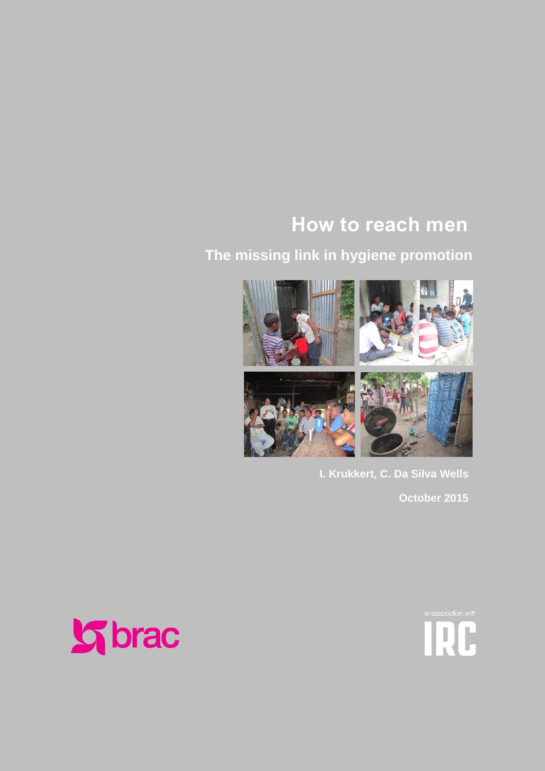# How to reach men

## The missing link in hygiene promotion

I. Krukkert, C. Da Silva Wells

October 2015

brac

in association with

IRC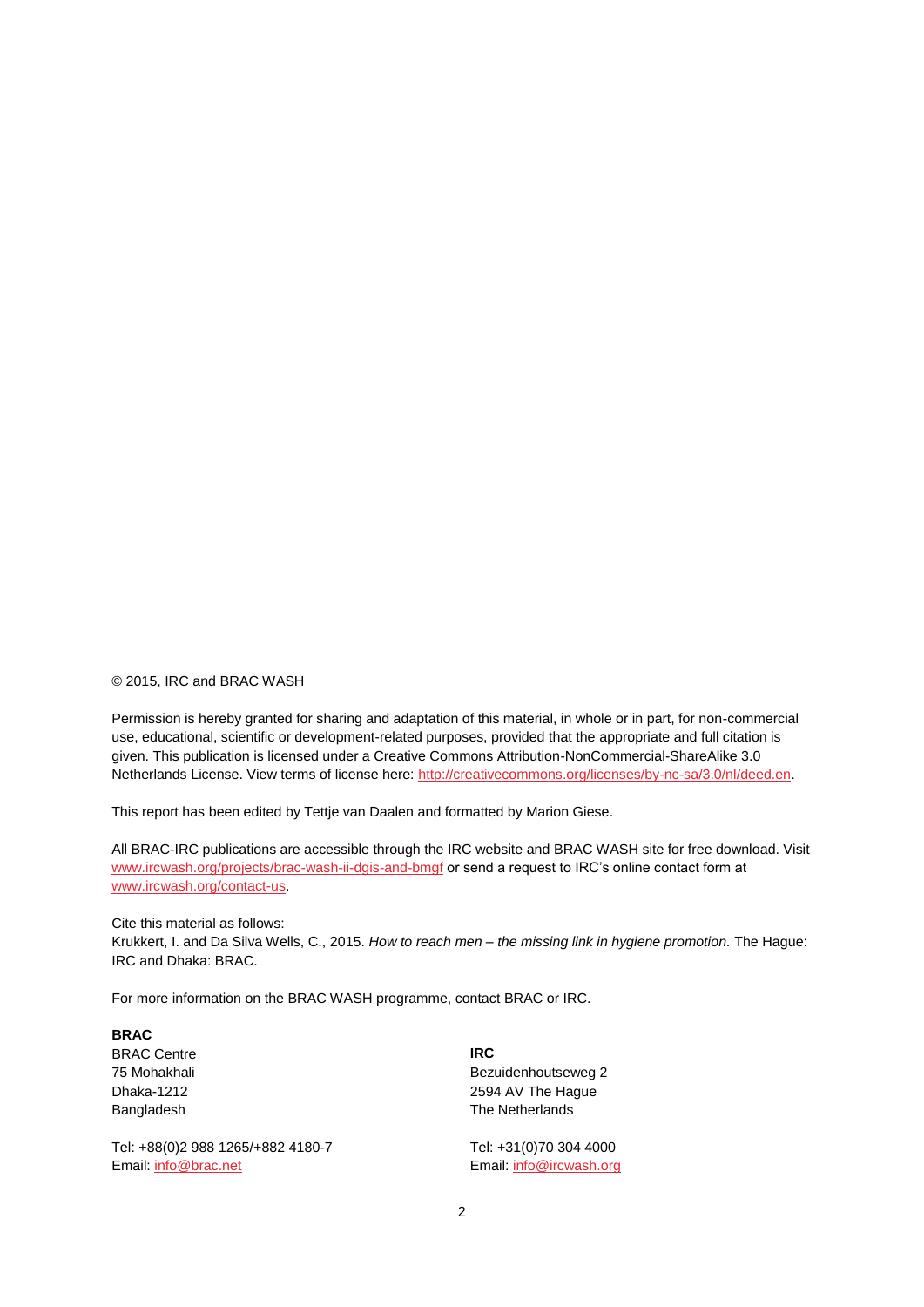© 2015, IRC and BRAC WASH

Permission is hereby granted for sharing and adaptation of this material, in whole or in part, for non-commercial use, educational, scientific or development-related purposes, provided that the appropriate and full citation is given. This publication is licensed under a Creative Commons Attribution-NonCommercial-ShareAlike 3.0 Netherlands License. View terms of license here: http://creativecommons.org/licenses/by-nc-sa/3.0/nl/deed.en.

This report has been edited by Tettje van Daalen and formatted by Marion Giese.

All BRAC-IRC publications are accessible through the IRC website and BRAC WASH site for free download. Visit www.ircwash.org/projects/brac-wash-ii-dgis-and-bmgf or send a request to IRC's online contact form at www.ircwash.org/contact-us.

Cite this material as follows:
Krukkert, I. and Da Silva Wells, C., 2015. *How to reach men – the missing link in hygiene promotion.* The Hague: IRC and Dhaka: BRAC.

For more information on the BRAC WASH programme, contact BRAC or IRC.

**BRAC**
BRAC Centre
75 Mohakhali
Dhaka-1212
Bangladesh

Tel: +88(0)2 988 1265/+882 4180-7
Email: info@brac.net

**IRC**
Bezuidenhoutseweg 2
2594 AV The Hague
The Netherlands

Tel: +31(0)70 304 4000
Email: info@ircwash.org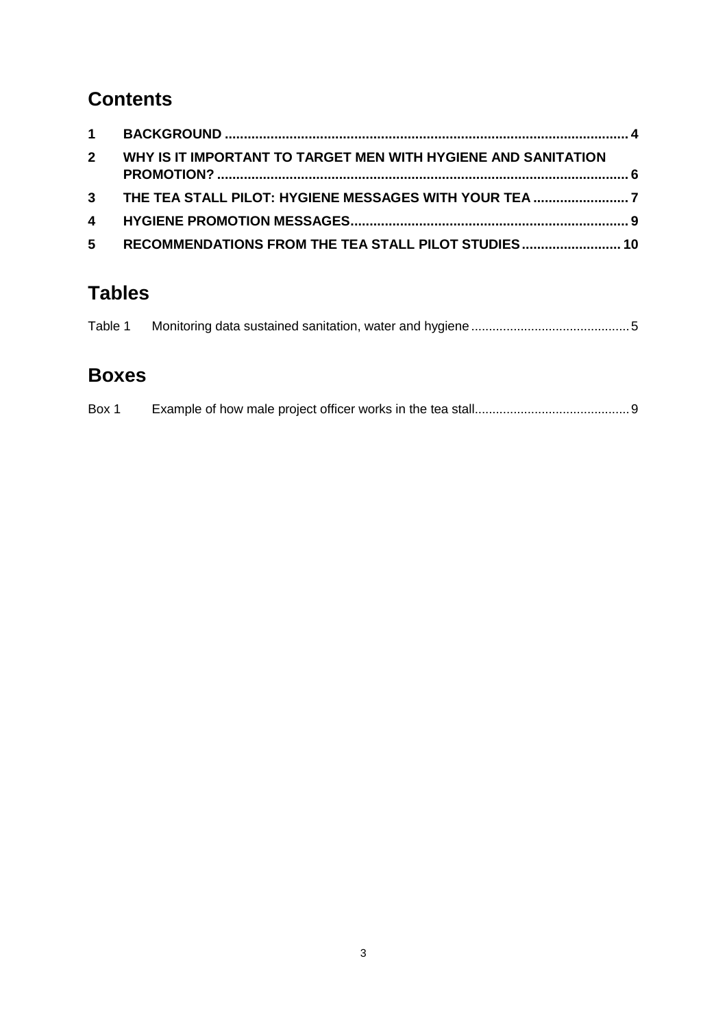## Contents

1 BACKGROUND ..... 4

2 WHY IS IT IMPORTANT TO TARGET MEN WITH HYGIENE AND SANITATION PROMOTION? ..... 6

3 THE TEA STALL PILOT: HYGIENE MESSAGES WITH YOUR TEA ..... 7

4 HYGIENE PROMOTION MESSAGES ..... 9

5 RECOMMENDATIONS FROM THE TEA STALL PILOT STUDIES ..... 10

## Tables

Table 1 Monitoring data sustained sanitation, water and hygiene ..... 5

## Boxes

Box 1 Example of how male project officer works in the tea stall ..... 9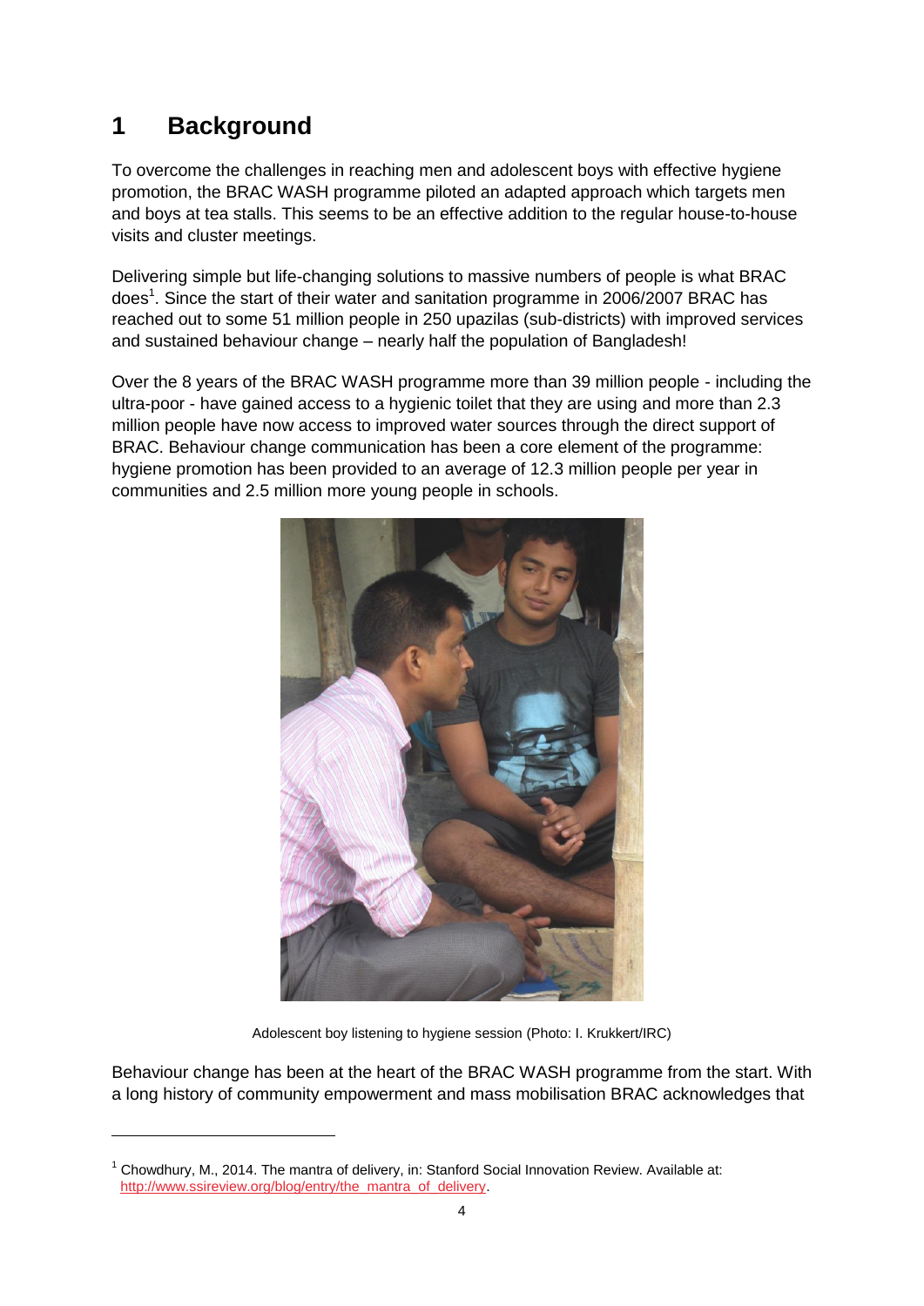# 1 Background

To overcome the challenges in reaching men and adolescent boys with effective hygiene promotion, the BRAC WASH programme piloted an adapted approach which targets men and boys at tea stalls. This seems to be an effective addition to the regular house-to-house visits and cluster meetings.

Delivering simple but life-changing solutions to massive numbers of people is what BRAC does[1]. Since the start of their water and sanitation programme in 2006/2007 BRAC has reached out to some 51 million people in 250 upazilas (sub-districts) with improved services and sustained behaviour change – nearly half the population of Bangladesh!

Over the 8 years of the BRAC WASH programme more than 39 million people - including the ultra-poor - have gained access to a hygienic toilet that they are using and more than 2.3 million people have now access to improved water sources through the direct support of BRAC. Behaviour change communication has been a core element of the programme: hygiene promotion has been provided to an average of 12.3 million people per year in communities and 2.5 million more young people in schools.

Adolescent boy listening to hygiene session (Photo: I. Krukkert/IRC)

Behaviour change has been at the heart of the BRAC WASH programme from the start. With a long history of community empowerment and mass mobilisation BRAC acknowledges that

[1] Chowdhury, M., 2014. The mantra of delivery, in: Stanford Social Innovation Review. Available at: http://www.ssireview.org/blog/entry/the_mantra_of_delivery.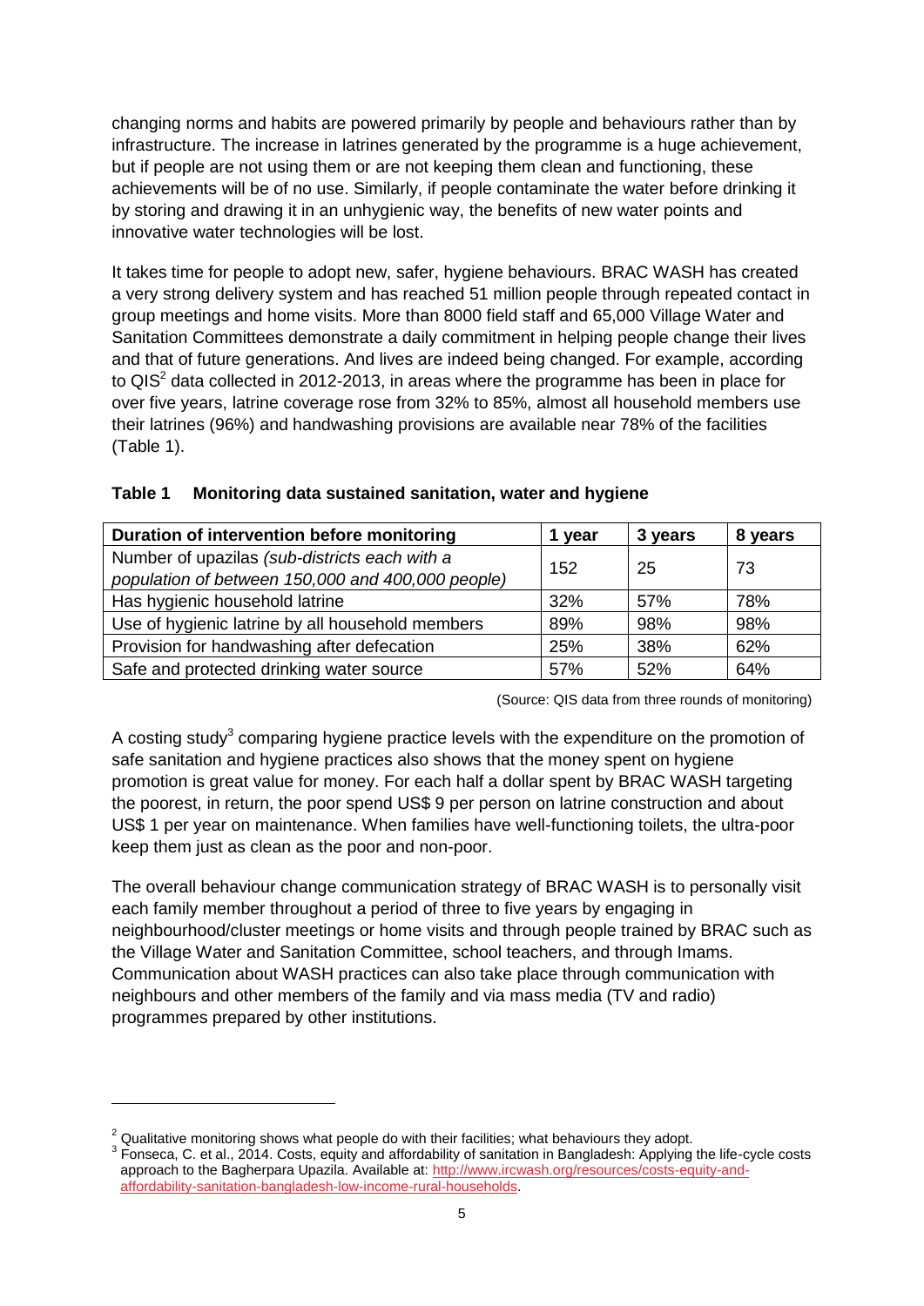changing norms and habits are powered primarily by people and behaviours rather than by infrastructure. The increase in latrines generated by the programme is a huge achievement, but if people are not using them or are not keeping them clean and functioning, these achievements will be of no use. Similarly, if people contaminate the water before drinking it by storing and drawing it in an unhygienic way, the benefits of new water points and innovative water technologies will be lost.

It takes time for people to adopt new, safer, hygiene behaviours. BRAC WASH has created a very strong delivery system and has reached 51 million people through repeated contact in group meetings and home visits. More than 8000 field staff and 65,000 Village Water and Sanitation Committees demonstrate a daily commitment in helping people change their lives and that of future generations. And lives are indeed being changed. For example, according to QIS[2] data collected in 2012-2013, in areas where the programme has been in place for over five years, latrine coverage rose from 32% to 85%, almost all household members use their latrines (96%) and handwashing provisions are available near 78% of the facilities (Table 1).

**Table 1 Monitoring data sustained sanitation, water and hygiene**

| Duration of intervention before monitoring | 1 year | 3 years | 8 years |
|---|---|---|---|
| Number of upazilas *(sub-districts each with a population of between 150,000 and 400,000 people)* | 152 | 25 | 73 |
| Has hygienic household latrine | 32% | 57% | 78% |
| Use of hygienic latrine by all household members | 89% | 98% | 98% |
| Provision for handwashing after defecation | 25% | 38% | 62% |
| Safe and protected drinking water source | 57% | 52% | 64% |

(Source: QIS data from three rounds of monitoring)

A costing study[3] comparing hygiene practice levels with the expenditure on the promotion of safe sanitation and hygiene practices also shows that the money spent on hygiene promotion is great value for money. For each half a dollar spent by BRAC WASH targeting the poorest, in return, the poor spend US$ 9 per person on latrine construction and about US$ 1 per year on maintenance. When families have well-functioning toilets, the ultra-poor keep them just as clean as the poor and non-poor.

The overall behaviour change communication strategy of BRAC WASH is to personally visit each family member throughout a period of three to five years by engaging in neighbourhood/cluster meetings or home visits and through people trained by BRAC such as the Village Water and Sanitation Committee, school teachers, and through Imams. Communication about WASH practices can also take place through communication with neighbours and other members of the family and via mass media (TV and radio) programmes prepared by other institutions.

---

[2] Qualitative monitoring shows what people do with their facilities; what behaviours they adopt.

[3] Fonseca, C. et al., 2014. Costs, equity and affordability of sanitation in Bangladesh: Applying the life-cycle costs approach to the Bagherpara Upazila. Available at: http://www.ircwash.org/resources/costs-equity-and-affordability-sanitation-bangladesh-low-income-rural-households.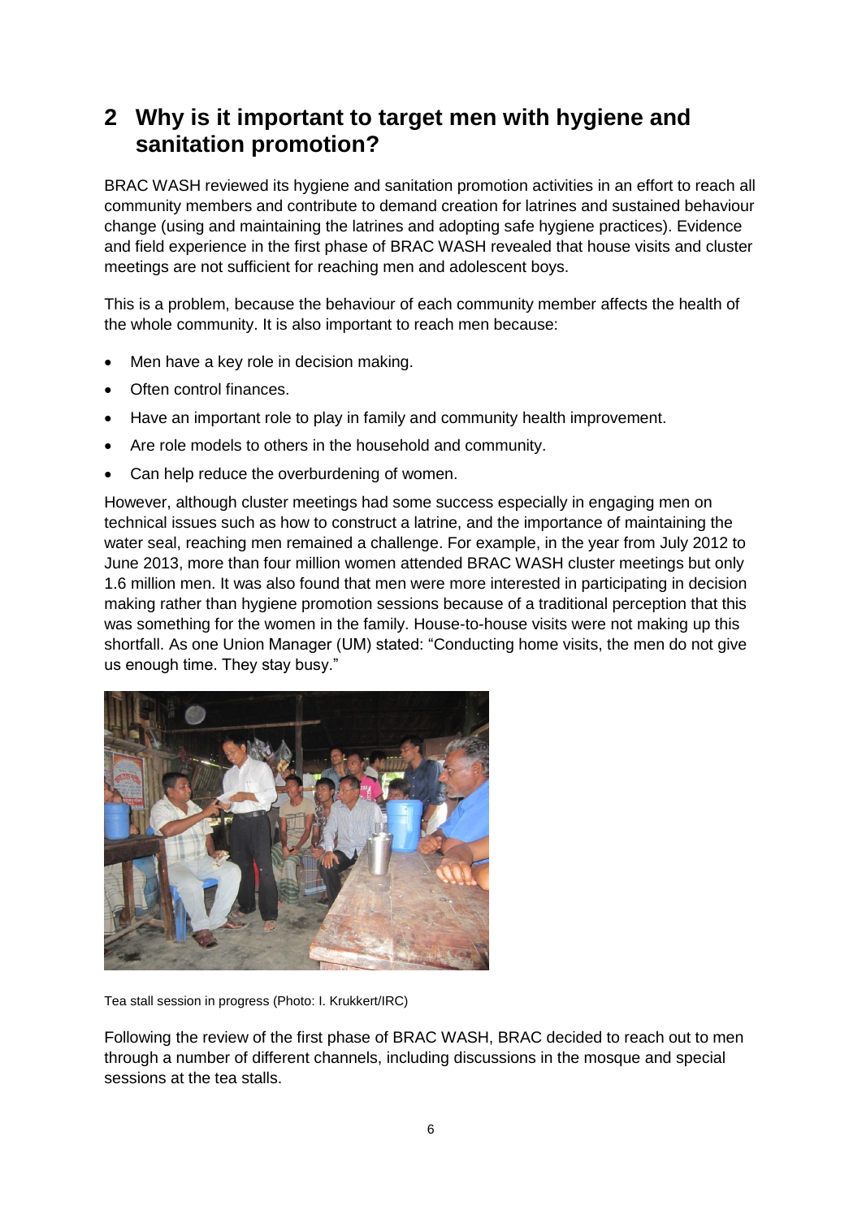## 2 Why is it important to target men with hygiene and sanitation promotion?

BRAC WASH reviewed its hygiene and sanitation promotion activities in an effort to reach all community members and contribute to demand creation for latrines and sustained behaviour change (using and maintaining the latrines and adopting safe hygiene practices). Evidence and field experience in the first phase of BRAC WASH revealed that house visits and cluster meetings are not sufficient for reaching men and adolescent boys.

This is a problem, because the behaviour of each community member affects the health of the whole community. It is also important to reach men because:

- Men have a key role in decision making.
- Often control finances.
- Have an important role to play in family and community health improvement.
- Are role models to others in the household and community.
- Can help reduce the overburdening of women.

However, although cluster meetings had some success especially in engaging men on technical issues such as how to construct a latrine, and the importance of maintaining the water seal, reaching men remained a challenge. For example, in the year from July 2012 to June 2013, more than four million women attended BRAC WASH cluster meetings but only 1.6 million men. It was also found that men were more interested in participating in decision making rather than hygiene promotion sessions because of a traditional perception that this was something for the women in the family. House-to-house visits were not making up this shortfall. As one Union Manager (UM) stated: "Conducting home visits, the men do not give us enough time. They stay busy."

Tea stall session in progress (Photo: I. Krukkert/IRC)

Following the review of the first phase of BRAC WASH, BRAC decided to reach out to men through a number of different channels, including discussions in the mosque and special sessions at the tea stalls.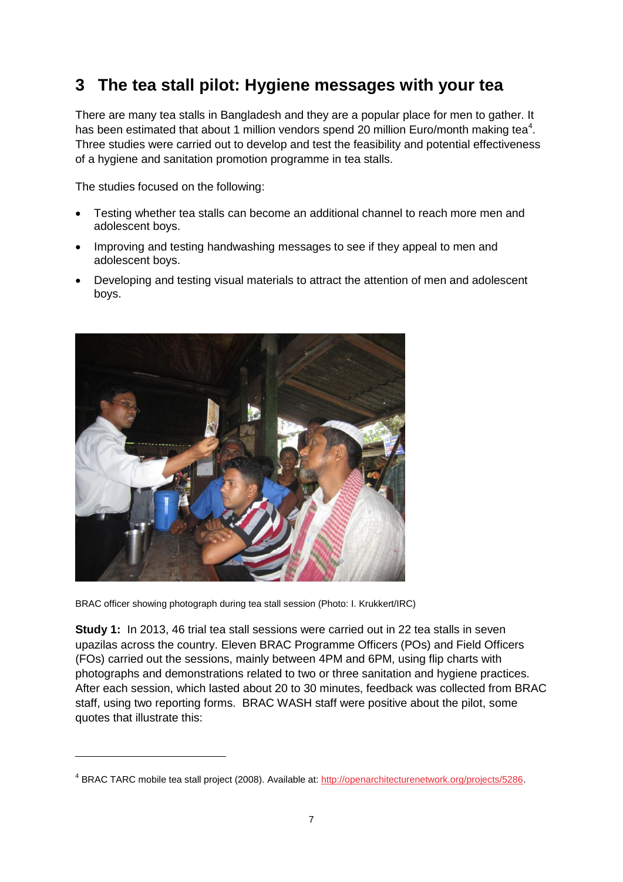## 3 The tea stall pilot: Hygiene messages with your tea

There are many tea stalls in Bangladesh and they are a popular place for men to gather. It has been estimated that about 1 million vendors spend 20 million Euro/month making tea[4]. Three studies were carried out to develop and test the feasibility and potential effectiveness of a hygiene and sanitation promotion programme in tea stalls.

The studies focused on the following:

- Testing whether tea stalls can become an additional channel to reach more men and adolescent boys.
- Improving and testing handwashing messages to see if they appeal to men and adolescent boys.
- Developing and testing visual materials to attract the attention of men and adolescent boys.

BRAC officer showing photograph during tea stall session (Photo: I. Krukkert/IRC)

**Study 1:** In 2013, 46 trial tea stall sessions were carried out in 22 tea stalls in seven upazilas across the country. Eleven BRAC Programme Officers (POs) and Field Officers (FOs) carried out the sessions, mainly between 4PM and 6PM, using flip charts with photographs and demonstrations related to two or three sanitation and hygiene practices. After each session, which lasted about 20 to 30 minutes, feedback was collected from BRAC staff, using two reporting forms. BRAC WASH staff were positive about the pilot, some quotes that illustrate this:

---

[4] BRAC TARC mobile tea stall project (2008). Available at: http://openarchitecturenetwork.org/projects/5286.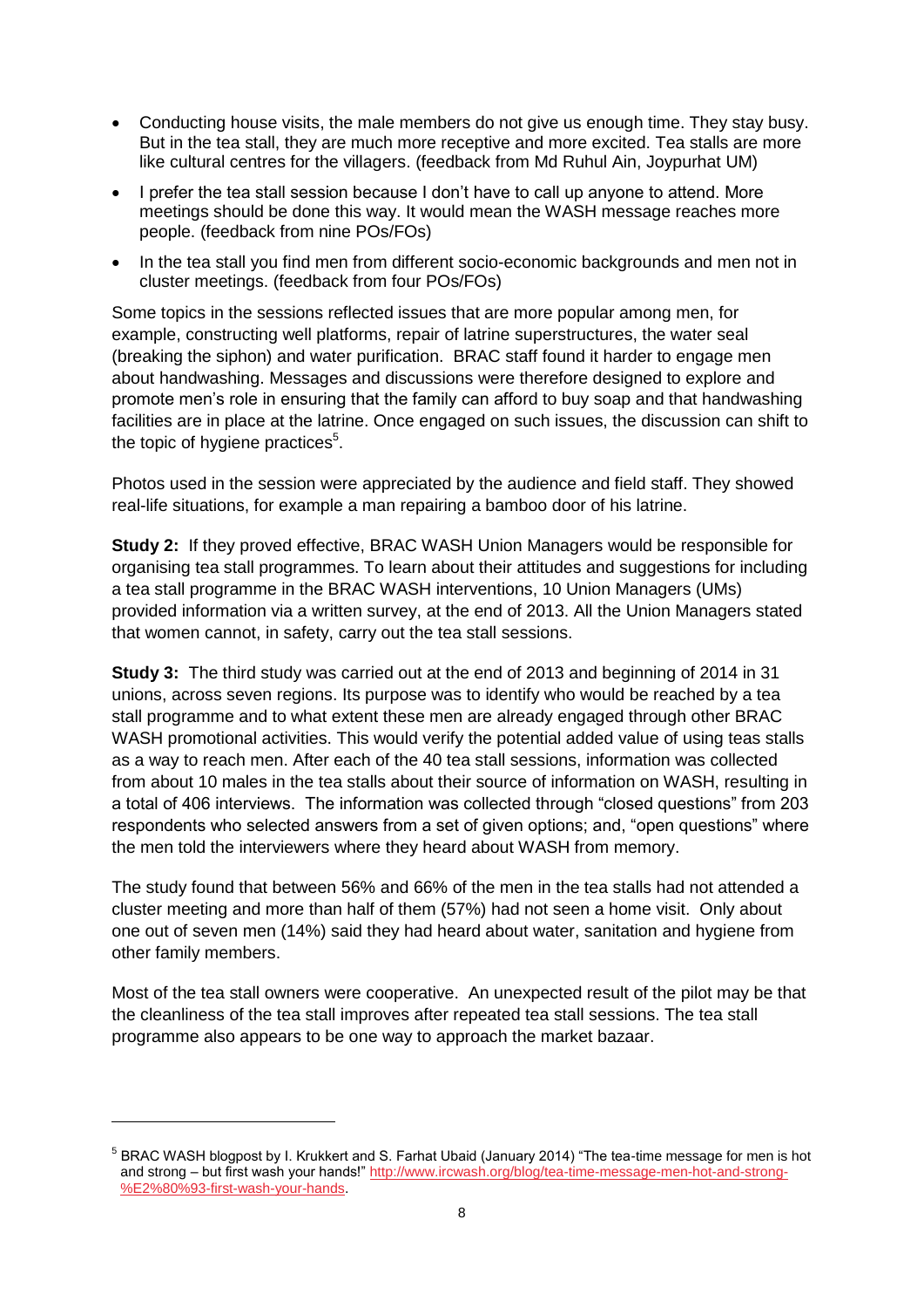- Conducting house visits, the male members do not give us enough time. They stay busy. But in the tea stall, they are much more receptive and more excited. Tea stalls are more like cultural centres for the villagers. (feedback from Md Ruhul Ain, Joypurhat UM)
- I prefer the tea stall session because I don't have to call up anyone to attend. More meetings should be done this way. It would mean the WASH message reaches more people. (feedback from nine POs/FOs)
- In the tea stall you find men from different socio-economic backgrounds and men not in cluster meetings. (feedback from four POs/FOs)

Some topics in the sessions reflected issues that are more popular among men, for example, constructing well platforms, repair of latrine superstructures, the water seal (breaking the siphon) and water purification. BRAC staff found it harder to engage men about handwashing. Messages and discussions were therefore designed to explore and promote men's role in ensuring that the family can afford to buy soap and that handwashing facilities are in place at the latrine. Once engaged on such issues, the discussion can shift to the topic of hygiene practices[5].

Photos used in the session were appreciated by the audience and field staff. They showed real-life situations, for example a man repairing a bamboo door of his latrine.

**Study 2:** If they proved effective, BRAC WASH Union Managers would be responsible for organising tea stall programmes. To learn about their attitudes and suggestions for including a tea stall programme in the BRAC WASH interventions, 10 Union Managers (UMs) provided information via a written survey, at the end of 2013. All the Union Managers stated that women cannot, in safety, carry out the tea stall sessions.

**Study 3:** The third study was carried out at the end of 2013 and beginning of 2014 in 31 unions, across seven regions. Its purpose was to identify who would be reached by a tea stall programme and to what extent these men are already engaged through other BRAC WASH promotional activities. This would verify the potential added value of using teas stalls as a way to reach men. After each of the 40 tea stall sessions, information was collected from about 10 males in the tea stalls about their source of information on WASH, resulting in a total of 406 interviews. The information was collected through "closed questions" from 203 respondents who selected answers from a set of given options; and, "open questions" where the men told the interviewers where they heard about WASH from memory.

The study found that between 56% and 66% of the men in the tea stalls had not attended a cluster meeting and more than half of them (57%) had not seen a home visit. Only about one out of seven men (14%) said they had heard about water, sanitation and hygiene from other family members.

Most of the tea stall owners were cooperative. An unexpected result of the pilot may be that the cleanliness of the tea stall improves after repeated tea stall sessions. The tea stall programme also appears to be one way to approach the market bazaar.

---

[5] BRAC WASH blogpost by I. Krukkert and S. Farhat Ubaid (January 2014) "The tea-time message for men is hot and strong – but first wash your hands!" http://www.ircwash.org/blog/tea-time-message-men-hot-and-strong-%E2%80%93-first-wash-your-hands.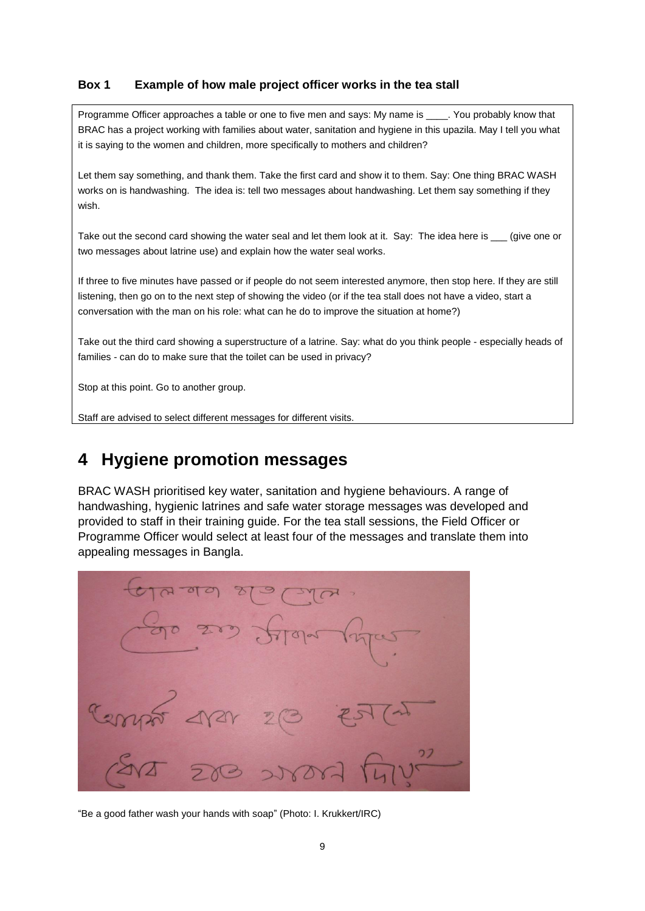**Box 1 Example of how male project officer works in the tea stall**

Programme Officer approaches a table or one to five men and says: My name is ____. You probably know that BRAC has a project working with families about water, sanitation and hygiene in this upazila. May I tell you what it is saying to the women and children, more specifically to mothers and children?

Let them say something, and thank them. Take the first card and show it to them. Say: One thing BRAC WASH works on is handwashing. The idea is: tell two messages about handwashing. Let them say something if they wish.

Take out the second card showing the water seal and let them look at it. Say: The idea here is ___ (give one or two messages about latrine use) and explain how the water seal works.

If three to five minutes have passed or if people do not seem interested anymore, then stop here. If they are still listening, then go on to the next step of showing the video (or if the tea stall does not have a video, start a conversation with the man on his role: what can he do to improve the situation at home?)

Take out the third card showing a superstructure of a latrine. Say: what do you think people - especially heads of families - can do to make sure that the toilet can be used in privacy?

Stop at this point. Go to another group.

Staff are advised to select different messages for different visits.

# 4 Hygiene promotion messages

BRAC WASH prioritised key water, sanitation and hygiene behaviours. A range of handwashing, hygienic latrines and safe water storage messages was developed and provided to staff in their training guide. For the tea stall sessions, the Field Officer or Programme Officer would select at least four of the messages and translate them into appealing messages in Bangla.

"Be a good father wash your hands with soap" (Photo: I. Krukkert/IRC)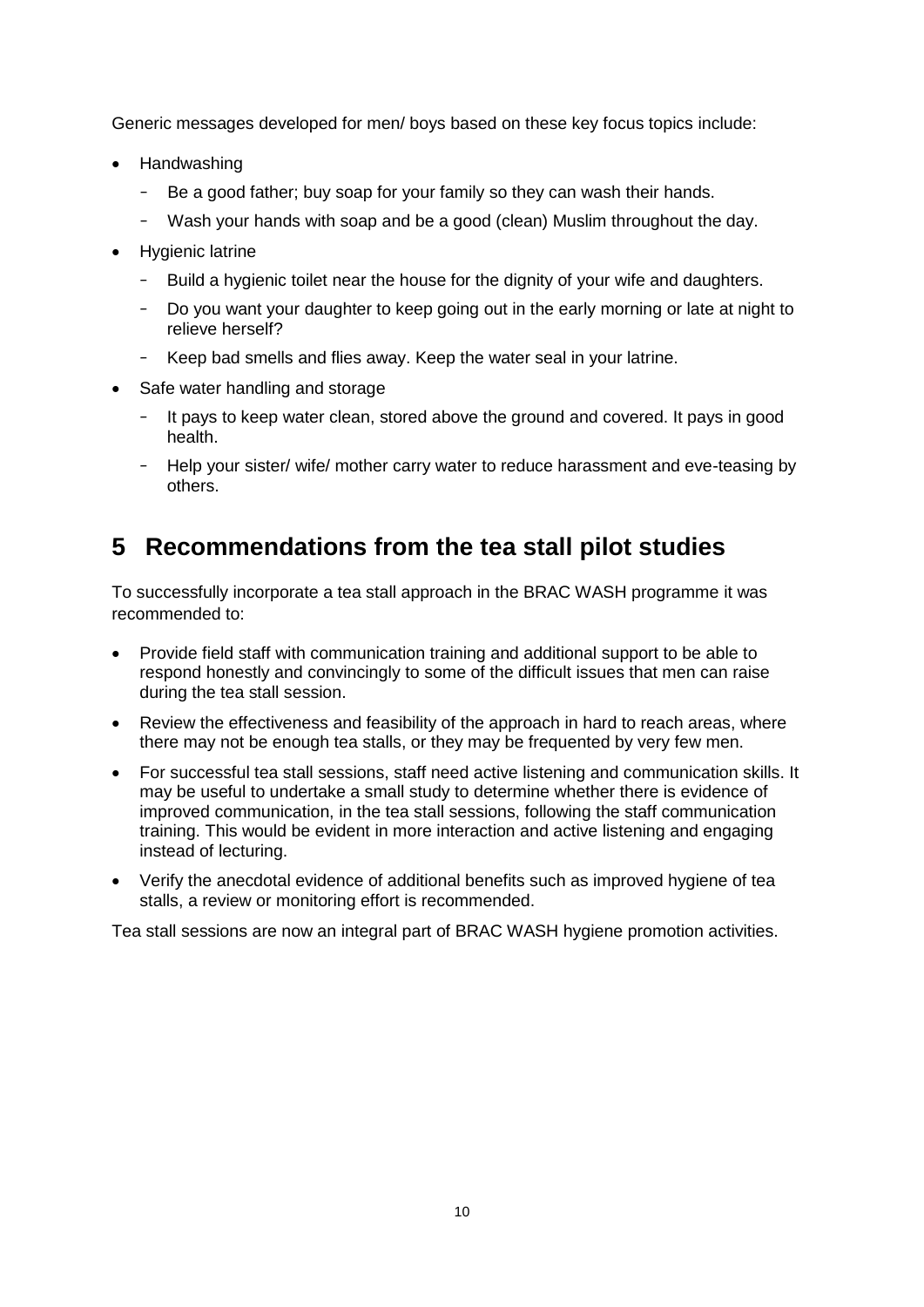Generic messages developed for men/ boys based on these key focus topics include:

- Handwashing
  - Be a good father; buy soap for your family so they can wash their hands.
  - Wash your hands with soap and be a good (clean) Muslim throughout the day.
- Hygienic latrine
  - Build a hygienic toilet near the house for the dignity of your wife and daughters.
  - Do you want your daughter to keep going out in the early morning or late at night to relieve herself?
  - Keep bad smells and flies away. Keep the water seal in your latrine.
- Safe water handling and storage
  - It pays to keep water clean, stored above the ground and covered. It pays in good health.
  - Help your sister/ wife/ mother carry water to reduce harassment and eve-teasing by others.

# 5 Recommendations from the tea stall pilot studies

To successfully incorporate a tea stall approach in the BRAC WASH programme it was recommended to:

- Provide field staff with communication training and additional support to be able to respond honestly and convincingly to some of the difficult issues that men can raise during the tea stall session.
- Review the effectiveness and feasibility of the approach in hard to reach areas, where there may not be enough tea stalls, or they may be frequented by very few men.
- For successful tea stall sessions, staff need active listening and communication skills. It may be useful to undertake a small study to determine whether there is evidence of improved communication, in the tea stall sessions, following the staff communication training. This would be evident in more interaction and active listening and engaging instead of lecturing.
- Verify the anecdotal evidence of additional benefits such as improved hygiene of tea stalls, a review or monitoring effort is recommended.

Tea stall sessions are now an integral part of BRAC WASH hygiene promotion activities.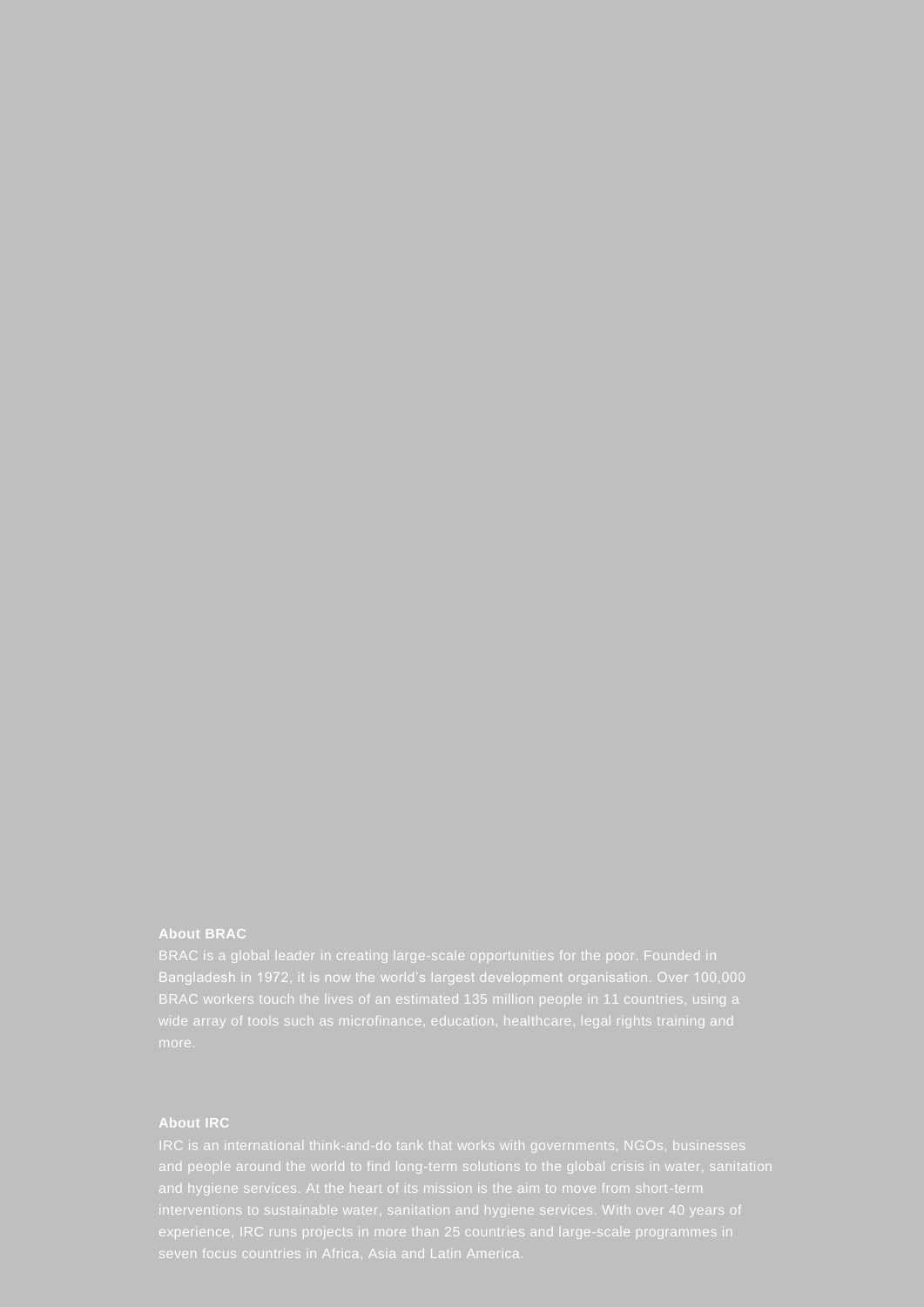**About BRAC**

BRAC is a global leader in creating large-scale opportunities for the poor. Founded in Bangladesh in 1972, it is now the world's largest development organisation. Over 100,000 BRAC workers touch the lives of an estimated 135 million people in 11 countries, using a wide array of tools such as microfinance, education, healthcare, legal rights training and more.

**About IRC**

IRC is an international think-and-do tank that works with governments, NGOs, businesses and people around the world to find long-term solutions to the global crisis in water, sanitation and hygiene services. At the heart of its mission is the aim to move from short-term interventions to sustainable water, sanitation and hygiene services. With over 40 years of experience, IRC runs projects in more than 25 countries and large-scale programmes in seven focus countries in Africa, Asia and Latin America.